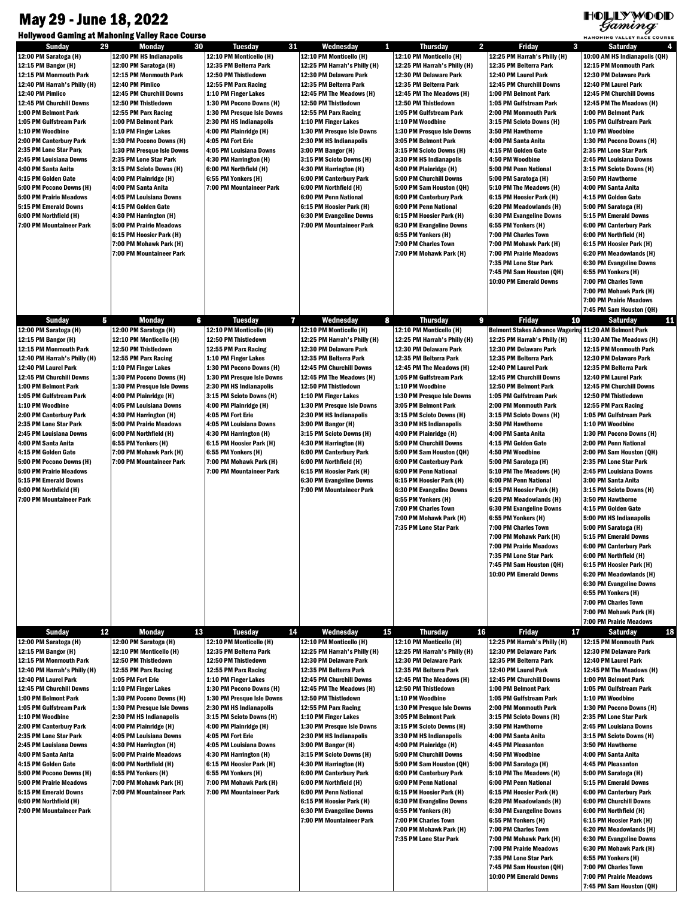# May 29 - June 18, 2022

## Hollywood Gaming at Mahoning Valley Race Course

### Week of May 29 - June 4

| Sunday 29 | Monday 30 | Tuesday 31 | Wednesday 1 | Thursday 2 | Friday 3 | Saturday 4 |
|---|---|---|---|---|---|---|
| 12:00 PM Saratoga (H)<br>12:15 PM Bangor (H)<br>12:15 PM Monmouth Park<br>12:40 PM Harrah's Philly (H)<br>12:40 PM Pimlico<br>12:45 PM Churchill Downs<br>1:00 PM Belmont Park<br>1:05 PM Gulfstream Park<br>1:10 PM Woodbine<br>2:00 PM Canterbury Park<br>2:35 PM Lone Star Park<br>2:45 PM Louisiana Downs<br>4:00 PM Santa Anita<br>4:15 PM Golden Gate<br>5:00 PM Pocono Downs (H)<br>5:00 PM Prairie Meadows<br>5:15 PM Emerald Downs<br>6:00 PM Northfield (H)<br>7:00 PM Mountaineer Park | 12:00 PM HS Indianapolis<br>12:00 PM Saratoga (H)<br>12:15 PM Monmouth Park<br>12:40 PM Pimlico<br>12:45 PM Churchill Downs<br>12:50 PM Thistledown<br>12:55 PM Parx Racing<br>1:00 PM Belmont Park<br>1:10 PM Finger Lakes<br>1:30 PM Pocono Downs (H)<br>1:30 PM Presque Isle Downs<br>2:35 PM Lone Star Park<br>3:15 PM Scioto Downs (H)<br>4:00 PM Plainridge (H)<br>4:00 PM Santa Anita<br>4:05 PM Louisiana Downs<br>4:15 PM Golden Gate<br>4:30 PM Harrington (H)<br>5:00 PM Prairie Meadows<br>6:15 PM Hoosier Park (H)<br>7:00 PM Mohawk Park (H)<br>7:00 PM Mountaineer Park | 12:10 PM Monticello (H)<br>12:35 PM Belterra Park<br>12:50 PM Thistledown<br>12:55 PM Parx Racing<br>1:10 PM Finger Lakes<br>1:30 PM Pocono Downs (H)<br>1:30 PM Presque Isle Downs<br>2:30 PM HS Indianapolis<br>4:00 PM Plainridge (H)<br>4:05 PM Louisiana Downs<br>4:30 PM Harrington (H)<br>6:00 PM Northfield (H)<br>6:55 PM Yonkers (H)<br>7:00 PM Mountaineer Park | 12:10 PM Monticello (H)<br>12:25 PM Harrah's Philly (H)<br>12:30 PM Delaware Park<br>12:35 PM Belterra Park<br>12:45 PM The Meadows (H)<br>12:50 PM Thistledown<br>12:55 PM Parx Racing<br>1:10 PM Finger Lakes<br>1:30 PM Presque Isle Downs<br>2:30 PM HS Indianapolis<br>3:00 PM Bangor (H)<br>3:15 PM Scioto Downs (H)<br>4:30 PM Harrington (H)<br>6:00 PM Canterbury Park<br>6:00 PM Northfield (H)<br>6:00 PM Penn National<br>6:15 PM Hoosier Park (H)<br>6:30 PM Evangeline Downs<br>7:00 PM Mountaineer Park | 12:10 PM Monticello (H)<br>12:25 PM Harrah's Philly (H)<br>12:30 PM Delaware Park<br>12:35 PM Belterra Park<br>12:45 PM The Meadows (H)<br>12:50 PM Thistledown<br>1:05 PM Gulfstream Park<br>1:10 PM Woodbine<br>1:30 PM Presque Isle Downs<br>3:05 PM Belmont Park<br>3:15 PM Scioto Downs (H)<br>3:30 PM HS Indianapolis<br>4:00 PM Plainridge (H)<br>5:00 PM Churchill Downs<br>5:00 PM Sam Houston (QH)<br>6:00 PM Canterbury Park<br>6:00 PM Penn National<br>6:15 PM Hoosier Park (H)<br>6:30 PM Evangeline Downs<br>6:55 PM Yonkers (H)<br>7:00 PM Charles Town<br>7:00 PM Mohawk Park (H) | 12:25 PM Harrah's Philly (H)<br>12:35 PM Belterra Park<br>12:40 PM Laurel Park<br>12:45 PM Churchill Downs<br>1:00 PM Belmont Park<br>1:05 PM Gulfstream Park<br>2:00 PM Monmouth Park<br>3:15 PM Scioto Downs (H)<br>3:50 PM Hawthorne<br>4:00 PM Santa Anita<br>4:15 PM Golden Gate<br>4:50 PM Woodbine<br>5:00 PM Penn National<br>5:00 PM Saratoga (H)<br>5:10 PM The Meadows (H)<br>6:15 PM Hoosier Park (H)<br>6:20 PM Meadowlands (H)<br>6:30 PM Evangeline Downs<br>6:55 PM Yonkers (H)<br>7:00 PM Charles Town<br>7:00 PM Mohawk Park (H)<br>7:00 PM Prairie Meadows<br>7:35 PM Lone Star Park<br>7:45 PM Sam Houston (QH)<br>10:00 PM Emerald Downs | 10:00 AM HS Indianapolis (QH)<br>12:15 PM Monmouth Park<br>12:30 PM Delaware Park<br>12:40 PM Laurel Park<br>12:45 PM Churchill Downs<br>12:45 PM The Meadows (H)<br>1:00 PM Belmont Park<br>1:05 PM Gulfstream Park<br>1:10 PM Woodbine<br>1:30 PM Pocono Downs (H)<br>2:35 PM Lone Star Park<br>2:45 PM Louisiana Downs<br>3:15 PM Scioto Downs (H)<br>3:50 PM Hawthorne<br>4:00 PM Santa Anita<br>4:15 PM Golden Gate<br>5:00 PM Saratoga (H)<br>5:15 PM Emerald Downs<br>6:00 PM Canterbury Park<br>6:00 PM Northfield (H)<br>6:15 PM Hoosier Park (H)<br>6:20 PM Meadowlands (H)<br>6:30 PM Evangeline Downs<br>6:55 PM Yonkers (H)<br>7:00 PM Charles Town<br>7:00 PM Mohawk Park (H)<br>7:00 PM Prairie Meadows<br>7:45 PM Sam Houston (QH) |

### Week of June 5 - June 11

| Sunday 5 | Monday 6 | Tuesday 7 | Wednesday 8 | Thursday 9 | Friday 10 | Saturday 11 |
|---|---|---|---|---|---|---|
| 12:00 PM Saratoga (H)<br>12:15 PM Bangor (H)<br>12:15 PM Monmouth Park<br>12:40 PM Harrah's Philly (H)<br>12:40 PM Laurel Park<br>12:45 PM Churchill Downs<br>1:00 PM Belmont Park<br>1:05 PM Gulfstream Park<br>1:10 PM Woodbine<br>2:00 PM Canterbury Park<br>2:35 PM Lone Star Park<br>2:45 PM Louisiana Downs<br>4:00 PM Santa Anita<br>4:15 PM Golden Gate<br>5:00 PM Pocono Downs (H)<br>5:00 PM Prairie Meadows<br>5:15 PM Emerald Downs<br>6:00 PM Northfield (H)<br>7:00 PM Mountaineer Park | 12:00 PM Saratoga (H)<br>12:10 PM Monticello (H)<br>12:50 PM Thistledown<br>12:55 PM Parx Racing<br>1:10 PM Finger Lakes<br>1:30 PM Pocono Downs (H)<br>1:30 PM Presque Isle Downs<br>4:00 PM Plainridge (H)<br>4:05 PM Louisiana Downs<br>4:30 PM Harrington (H)<br>5:00 PM Prairie Meadows<br>6:00 PM Northfield (H)<br>6:55 PM Yonkers (H)<br>7:00 PM Mohawk Park (H)<br>7:00 PM Mountaineer Park | 12:10 PM Monticello (H)<br>12:50 PM Thistledown<br>12:55 PM Parx Racing<br>1:10 PM Finger Lakes<br>1:30 PM Pocono Downs (H)<br>1:30 PM Presque Isle Downs<br>2:30 PM HS Indianapolis<br>3:15 PM Scioto Downs (H)<br>4:00 PM Plainridge (H)<br>4:05 PM Fort Erie<br>4:05 PM Louisiana Downs<br>4:30 PM Harrington (H)<br>6:15 PM Hoosier Park (H)<br>6:55 PM Yonkers (H)<br>7:00 PM Mohawk Park (H)<br>7:00 PM Mountaineer Park | 12:10 PM Monticello (H)<br>12:25 PM Harrah's Philly (H)<br>12:30 PM Delaware Park<br>12:35 PM Belterra Park<br>12:45 PM Churchill Downs<br>12:45 PM The Meadows (H)<br>12:50 PM Thistledown<br>1:10 PM Finger Lakes<br>1:30 PM Presque Isle Downs<br>2:30 PM HS Indianapolis<br>3:00 PM Bangor (H)<br>3:15 PM Scioto Downs (H)<br>4:30 PM Harrington (H)<br>6:00 PM Canterbury Park<br>6:00 PM Northfield (H)<br>6:15 PM Hoosier Park (H)<br>6:30 PM Evangeline Downs<br>7:00 PM Mountaineer Park | 12:10 PM Monticello (H)<br>12:25 PM Harrah's Philly (H)<br>12:30 PM Delaware Park<br>12:35 PM Belterra Park<br>12:45 PM The Meadows (H)<br>1:05 PM Gulfstream Park<br>1:10 PM Woodbine<br>1:30 PM Presque Isle Downs<br>3:05 PM Belmont Park<br>3:15 PM Scioto Downs (H)<br>3:30 PM HS Indianapolis<br>4:00 PM Plainridge (H)<br>5:00 PM Churchill Downs<br>5:00 PM Sam Houston (QH)<br>6:00 PM Canterbury Park<br>6:00 PM Penn National<br>6:15 PM Hoosier Park (H)<br>6:30 PM Evangeline Downs<br>6:55 PM Yonkers (H)<br>7:00 PM Charles Town<br>7:00 PM Mohawk Park (H)<br>7:35 PM Lone Star Park | Belmont Stakes Advance Wagering<br>12:25 PM Harrah's Philly (H)<br>12:30 PM Delaware Park<br>12:35 PM Belterra Park<br>12:40 PM Laurel Park<br>12:45 PM Churchill Downs<br>12:50 PM Belmont Park<br>1:05 PM Gulfstream Park<br>2:00 PM Monmouth Park<br>3:15 PM Scioto Downs (H)<br>3:50 PM Hawthorne<br>4:00 PM Santa Anita<br>4:15 PM Golden Gate<br>4:50 PM Woodbine<br>5:00 PM Saratoga (H)<br>5:10 PM The Meadows (H)<br>6:00 PM Penn National<br>6:15 PM Hoosier Park (H)<br>6:20 PM Meadowlands (H)<br>6:30 PM Evangeline Downs<br>6:55 PM Yonkers (H)<br>7:00 PM Charles Town<br>7:00 PM Mohawk Park (H)<br>7:00 PM Prairie Meadows<br>7:35 PM Lone Star Park<br>7:45 PM Sam Houston (QH)<br>10:00 PM Emerald Downs | 11:20 AM Belmont Park<br>11:30 AM The Meadows (H)<br>12:15 PM Monmouth Park<br>12:30 PM Delaware Park<br>12:35 PM Belterra Park<br>12:40 PM Laurel Park<br>12:45 PM Churchill Downs<br>12:50 PM Thistledown<br>12:55 PM Parx Racing<br>1:05 PM Gulfstream Park<br>1:10 PM Woodbine<br>1:30 PM Pocono Downs (H)<br>2:00 PM Penn National<br>2:00 PM Sam Houston (QH)<br>2:35 PM Lone Star Park<br>2:45 PM Louisiana Downs<br>3:00 PM Santa Anita<br>3:15 PM Scioto Downs (H)<br>3:50 PM Hawthorne<br>4:15 PM Golden Gate<br>5:00 PM HS Indianapolis<br>5:00 PM Saratoga (H)<br>5:15 PM Emerald Downs<br>6:00 PM Canterbury Park<br>6:00 PM Northfield (H)<br>6:15 PM Hoosier Park (H)<br>6:20 PM Meadowlands (H)<br>6:30 PM Evangeline Downs<br>6:55 PM Yonkers (H)<br>7:00 PM Charles Town<br>7:00 PM Mohawk Park (H)<br>7:00 PM Prairie Meadows |

### Week of June 12 - June 18

| Sunday 12 | Monday 13 | Tuesday 14 | Wednesday 15 | Thursday 16 | Friday 17 | Saturday 18 |
|---|---|---|---|---|---|---|
| 12:00 PM Saratoga (H)<br>12:15 PM Bangor (H)<br>12:15 PM Monmouth Park<br>12:40 PM Harrah's Philly (H)<br>12:40 PM Laurel Park<br>12:45 PM Churchill Downs<br>1:00 PM Belmont Park<br>1:05 PM Gulfstream Park<br>1:10 PM Woodbine<br>2:00 PM Canterbury Park<br>2:35 PM Lone Star Park<br>2:45 PM Louisiana Downs<br>4:00 PM Santa Anita<br>4:15 PM Golden Gate<br>5:00 PM Pocono Downs (H)<br>5:00 PM Prairie Meadows<br>5:15 PM Emerald Downs<br>6:00 PM Northfield (H)<br>7:00 PM Mountaineer Park | 12:00 PM Saratoga (H)<br>12:10 PM Monticello (H)<br>12:50 PM Thistledown<br>12:55 PM Parx Racing<br>1:05 PM Fort Erie<br>1:10 PM Finger Lakes<br>1:30 PM Pocono Downs (H)<br>1:30 PM Presque Isle Downs<br>2:30 PM HS Indianapolis<br>4:00 PM Plainridge (H)<br>4:05 PM Louisiana Downs<br>4:30 PM Harrington (H)<br>5:00 PM Prairie Meadows<br>6:00 PM Northfield (H)<br>6:55 PM Yonkers (H)<br>7:00 PM Mohawk Park (H)<br>7:00 PM Mountaineer Park | 12:10 PM Monticello (H)<br>12:35 PM Belterra Park<br>12:50 PM Thistledown<br>12:55 PM Parx Racing<br>1:10 PM Finger Lakes<br>1:30 PM Pocono Downs (H)<br>1:30 PM Presque Isle Downs<br>2:30 PM HS Indianapolis<br>3:15 PM Scioto Downs (H)<br>4:00 PM Plainridge (H)<br>4:05 PM Fort Erie<br>4:05 PM Louisiana Downs<br>4:30 PM Harrington (H)<br>6:15 PM Hoosier Park (H)<br>6:55 PM Yonkers (H)<br>7:00 PM Mohawk Park (H)<br>7:00 PM Mountaineer Park | 12:10 PM Monticello (H)<br>12:25 PM Harrah's Philly (H)<br>12:30 PM Delaware Park<br>12:35 PM Belterra Park<br>12:45 PM Churchill Downs<br>12:45 PM The Meadows (H)<br>12:50 PM Thistledown<br>12:55 PM Parx Racing<br>1:10 PM Finger Lakes<br>1:30 PM Presque Isle Downs<br>2:30 PM HS Indianapolis<br>3:00 PM Bangor (H)<br>3:15 PM Scioto Downs (H)<br>4:30 PM Harrington (H)<br>6:00 PM Canterbury Park<br>6:00 PM Northfield (H)<br>6:00 PM Penn National<br>6:15 PM Hoosier Park (H)<br>6:30 PM Evangeline Downs<br>6:30 PM Evangeline Downs<br>7:00 PM Mountaineer Park | 12:10 PM Monticello (H)<br>12:25 PM Harrah's Philly (H)<br>12:30 PM Delaware Park<br>12:35 PM Belterra Park<br>12:45 PM The Meadows (H)<br>12:50 PM Thistledown<br>1:10 PM Woodbine<br>1:30 PM Presque Isle Downs<br>3:05 PM Belmont Park<br>3:15 PM Scioto Downs (H)<br>3:30 PM HS Indianapolis<br>4:00 PM Plainridge (H)<br>5:00 PM Churchill Downs<br>5:00 PM Sam Houston (QH)<br>6:00 PM Canterbury Park<br>6:00 PM Penn National<br>6:15 PM Hoosier Park (H)<br>6:30 PM Evangeline Downs<br>6:55 PM Yonkers (H)<br>7:00 PM Charles Town<br>7:00 PM Mohawk Park (H)<br>7:35 PM Lone Star Park | 12:25 PM Harrah's Philly (H)<br>12:30 PM Delaware Park<br>12:35 PM Belterra Park<br>12:40 PM Laurel Park<br>12:45 PM Churchill Downs<br>1:00 PM Belmont Park<br>1:05 PM Gulfstream Park<br>2:00 PM Monmouth Park<br>3:15 PM Scioto Downs (H)<br>3:50 PM Hawthorne<br>4:00 PM Santa Anita<br>4:45 PM Pleasanton<br>4:50 PM Woodbine<br>5:00 PM Saratoga (H)<br>5:10 PM The Meadows (H)<br>6:00 PM Penn National<br>6:15 PM Hoosier Park (H)<br>6:20 PM Meadowlands (H)<br>6:30 PM Evangeline Downs<br>6:55 PM Yonkers (H)<br>7:00 PM Charles Town<br>7:00 PM Mohawk Park (H)<br>7:00 PM Prairie Meadows<br>7:35 PM Lone Star Park<br>7:45 PM Sam Houston (QH)<br>10:00 PM Emerald Downs | 12:15 PM Monmouth Park<br>12:30 PM Delaware Park<br>12:40 PM Laurel Park<br>12:45 PM The Meadows (H)<br>1:00 PM Belmont Park<br>1:05 PM Gulfstream Park<br>1:10 PM Woodbine<br>1:30 PM Pocono Downs (H)<br>2:35 PM Lone Star Park<br>2:45 PM Louisiana Downs<br>3:15 PM Scioto Downs (H)<br>3:50 PM Hawthorne<br>4:00 PM Santa Anita<br>4:45 PM Pleasanton<br>5:00 PM Saratoga (H)<br>5:15 PM Emerald Downs<br>6:00 PM Canterbury Park<br>6:00 PM Churchill Downs<br>6:00 PM Northfield (H)<br>6:15 PM Hoosier Park (H)<br>6:20 PM Meadowlands (H)<br>6:30 PM Evangeline Downs<br>6:30 PM Mohawk Park (H)<br>6:55 PM Yonkers (H)<br>7:00 PM Charles Town<br>7:00 PM Prairie Meadows<br>7:45 PM Sam Houston (QH) |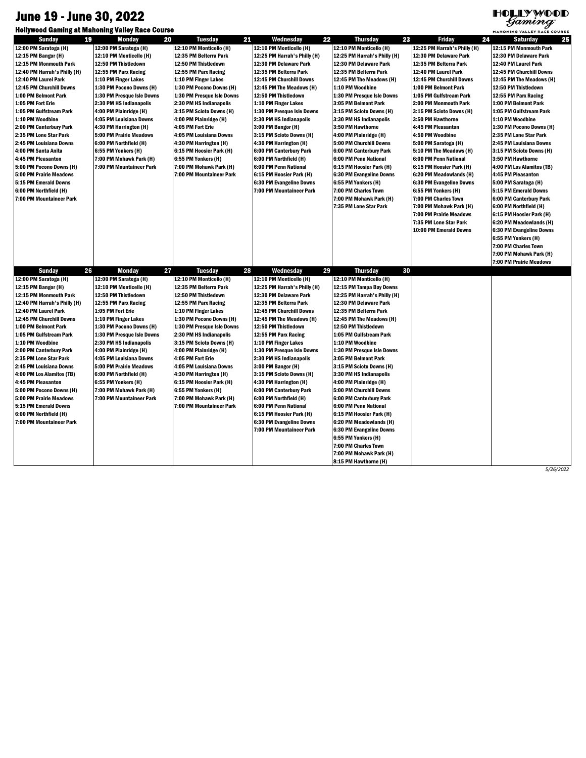# June 19 - June 30, 2022

## Hollywood Gaming at Mahoning Valley Race Course

HOLLYWOOD Gaming MAHONING VALLEY RACE COURSE

| Sunday 19 | Monday 20 | Tuesday 21 | Wednesday 22 | Thursday 23 | Friday 24 | Saturday 25 |
|---|---|---|---|---|---|---|
| 12:00 PM Saratoga (H)<br>12:15 PM Bangor (H)<br>12:15 PM Monmouth Park<br>12:40 PM Harrah's Philly (H)<br>12:40 PM Laurel Park<br>12:45 PM Churchill Downs<br>1:00 PM Belmont Park<br>1:05 PM Fort Erie<br>1:05 PM Gulfstream Park<br>1:10 PM Woodbine<br>2:00 PM Canterbury Park<br>2:35 PM Lone Star Park<br>2:45 PM Louisiana Downs<br>4:00 PM Santa Anita<br>4:45 PM Pleasanton<br>5:00 PM Pocono Downs (H)<br>5:00 PM Prairie Meadows<br>5:15 PM Emerald Downs<br>6:00 PM Northfield (H)<br>7:00 PM Mountaineer Park | 12:00 PM Saratoga (H)<br>12:10 PM Monticello (H)<br>12:50 PM Thistledown<br>12:55 PM Parx Racing<br>1:10 PM Finger Lakes<br>1:30 PM Presque Isle Downs<br>2:30 PM HS Indianapolis<br>4:00 PM Plainridge (H)<br>4:05 PM Louisiana Downs<br>4:30 PM Harrington (H)<br>5:00 PM Prairie Meadows<br>6:00 PM Northfield (H)<br>6:55 PM Yonkers (H)<br>7:00 PM Mohawk Park (H)<br>7:00 PM Mountaineer Park | 12:10 PM Monticello (H)<br>12:35 PM Belterra Park<br>12:50 PM Thistledown<br>12:55 PM Parx Racing<br>1:10 PM Finger Lakes<br>1:30 PM Pocono Downs (H)<br>1:30 PM Presque Isle Downs<br>2:30 PM HS Indianapolis<br>3:15 PM Scioto Downs (H)<br>4:00 PM Plainridge (H)<br>4:05 PM Fort Erie<br>4:05 PM Louisiana Downs<br>4:30 PM Harrington (H)<br>6:15 PM Hoosier Park (H)<br>6:55 PM Yonkers (H)<br>7:00 PM Mohawk Park (H)<br>7:00 PM Mountaineer Park | 12:10 PM Monticello (H)<br>12:25 PM Harrah's Philly (H)<br>12:30 PM Delaware Park<br>12:35 PM Belterra Park<br>12:45 PM Churchill Downs<br>12:45 PM The Meadows (H)<br>12:50 PM Thistledown<br>1:10 PM Finger Lakes<br>1:30 PM Presque Isle Downs<br>2:30 PM HS Indianapolis<br>3:00 PM Bangor (H)<br>3:15 PM Scioto Downs (H)<br>4:30 PM Harrington (H)<br>6:00 PM Canterbury Park<br>6:00 PM Northfield (H)<br>6:00 PM Penn National<br>6:15 PM Hoosier Park (H)<br>6:30 PM Evangeline Downs<br>7:00 PM Mountaineer Park | 12:10 PM Monticello (H)<br>12:25 PM Harrah's Philly (H)<br>12:30 PM Delaware Park<br>12:35 PM Belterra Park<br>12:45 PM The Meadows (H)<br>1:10 PM Woodbine<br>1:30 PM Presque Isle Downs<br>3:05 PM Belmont Park<br>3:15 PM Scioto Downs (H)<br>3:30 PM HS Indianapolis<br>3:50 PM Hawthorne<br>4:00 PM Plainridge (H)<br>5:00 PM Churchill Downs<br>6:00 PM Canterbury Park<br>6:00 PM Penn National<br>6:15 PM Hoosier Park (H)<br>6:30 PM Evangeline Downs<br>6:55 PM Yonkers (H)<br>7:00 PM Charles Town<br>7:00 PM Mohawk Park (H)<br>7:35 PM Lone Star Park | 12:25 PM Harrah's Philly (H)<br>12:30 PM Delaware Park<br>12:35 PM Belterra Park<br>12:40 PM Laurel Park<br>12:45 PM Churchill Downs<br>1:00 PM Belmont Park<br>1:05 PM Gulfstream Park<br>2:00 PM Monmouth Park<br>3:15 PM Scioto Downs (H)<br>3:50 PM Hawthorne<br>4:45 PM Pleasanton<br>4:50 PM Woodbine<br>5:00 PM Saratoga (H)<br>5:10 PM The Meadows (H)<br>6:00 PM Penn National<br>6:15 PM Hoosier Park (H)<br>6:20 PM Meadowlands (H)<br>6:30 PM Evangeline Downs<br>6:55 PM Yonkers (H)<br>7:00 PM Charles Town<br>7:00 PM Mohawk Park (H)<br>7:00 PM Prairie Meadows<br>7:35 PM Lone Star Park<br>10:00 PM Emerald Downs | 12:15 PM Monmouth Park<br>12:30 PM Delaware Park<br>12:40 PM Laurel Park<br>12:45 PM Churchill Downs<br>12:45 PM The Meadows (H)<br>12:50 PM Thistledown<br>12:55 PM Parx Racing<br>1:00 PM Belmont Park<br>1:05 PM Gulfstream Park<br>1:10 PM Woodbine<br>1:30 PM Pocono Downs (H)<br>2:35 PM Lone Star Park<br>2:45 PM Louisiana Downs<br>3:15 PM Scioto Downs (H)<br>3:50 PM Hawthorne<br>4:00 PM Los Alamitos (TB)<br>4:45 PM Pleasanton<br>5:00 PM Saratoga (H)<br>5:15 PM Emerald Downs<br>6:00 PM Canterbury Park<br>6:00 PM Northfield (H)<br>6:15 PM Hoosier Park (H)<br>6:20 PM Meadowlands (H)<br>6:30 PM Evangeline Downs<br>6:55 PM Yonkers (H)<br>7:00 PM Charles Town<br>7:00 PM Mohawk Park (H)<br>7:00 PM Prairie Meadows |

| Sunday 26 | Monday 27 | Tuesday 28 | Wednesday 29 | Thursday 30 | | |
|---|---|---|---|---|---|---|
| 12:00 PM Saratoga (H)<br>12:15 PM Bangor (H)<br>12:15 PM Monmouth Park<br>12:40 PM Harrah's Philly (H)<br>12:40 PM Laurel Park<br>12:45 PM Churchill Downs<br>1:00 PM Belmont Park<br>1:05 PM Gulfstream Park<br>1:10 PM Woodbine<br>2:00 PM Canterbury Park<br>2:35 PM Lone Star Park<br>2:45 PM Louisiana Downs<br>4:00 PM Los Alamitos (TB)<br>4:45 PM Pleasanton<br>5:00 PM Pocono Downs (H)<br>5:00 PM Prairie Meadows<br>5:15 PM Emerald Downs<br>6:00 PM Northfield (H)<br>7:00 PM Mountaineer Park | 12:00 PM Saratoga (H)<br>12:10 PM Monticello (H)<br>12:50 PM Thistledown<br>12:55 PM Parx Racing<br>1:05 PM Fort Erie<br>1:10 PM Finger Lakes<br>1:30 PM Pocono Downs (H)<br>1:30 PM Presque Isle Downs<br>2:30 PM HS Indianapolis<br>4:00 PM Plainridge (H)<br>4:05 PM Louisiana Downs<br>5:00 PM Prairie Meadows<br>6:00 PM Northfield (H)<br>6:55 PM Yonkers (H)<br>7:00 PM Mohawk Park (H)<br>7:00 PM Mountaineer Park | 12:10 PM Monticello (H)<br>12:35 PM Belterra Park<br>12:50 PM Thistledown<br>12:55 PM Parx Racing<br>1:10 PM Finger Lakes<br>1:30 PM Pocono Downs (H)<br>1:30 PM Presque Isle Downs<br>2:30 PM HS Indianapolis<br>3:15 PM Scioto Downs (H)<br>4:00 PM Plainridge (H)<br>4:05 PM Fort Erie<br>4:05 PM Louisiana Downs<br>4:30 PM Harrington (H)<br>6:15 PM Hoosier Park (H)<br>6:55 PM Yonkers (H)<br>7:00 PM Mohawk Park (H)<br>7:00 PM Mountaineer Park | 12:10 PM Monticello (H)<br>12:25 PM Harrah's Philly (H)<br>12:30 PM Delaware Park<br>12:35 PM Belterra Park<br>12:45 PM Churchill Downs<br>12:45 PM The Meadows (H)<br>12:50 PM Thistledown<br>12:55 PM Parx Racing<br>1:10 PM Finger Lakes<br>1:30 PM Presque Isle Downs<br>2:30 PM HS Indianapolis<br>3:00 PM Bangor (H)<br>3:15 PM Scioto Downs (H)<br>4:30 PM Harrington (H)<br>6:00 PM Canterbury Park<br>6:00 PM Northfield (H)<br>6:00 PM Penn National<br>6:15 PM Hoosier Park (H)<br>6:30 PM Evangeline Downs<br>7:00 PM Mountaineer Park | 12:10 PM Monticello (H)<br>12:15 PM Tampa Bay Downs<br>12:25 PM Harrah's Philly (H)<br>12:30 PM Delaware Park<br>12:35 PM Belterra Park<br>12:45 PM The Meadows (H)<br>12:50 PM Thistledown<br>1:05 PM Gulfstream Park<br>1:10 PM Woodbine<br>1:30 PM Presque Isle Downs<br>3:05 PM Belmont Park<br>3:15 PM Scioto Downs (H)<br>3:30 PM HS Indianapolis<br>4:00 PM Plainridge (H)<br>5:00 PM Churchill Downs<br>6:00 PM Canterbury Park<br>6:00 PM Penn National<br>6:15 PM Hoosier Park (H)<br>6:20 PM Meadowlands (H)<br>6:30 PM Evangeline Downs<br>6:55 PM Yonkers (H)<br>7:00 PM Charles Town<br>7:00 PM Mohawk Park (H)<br>8:15 PM Hawthorne (H) | | |

5/26/2022